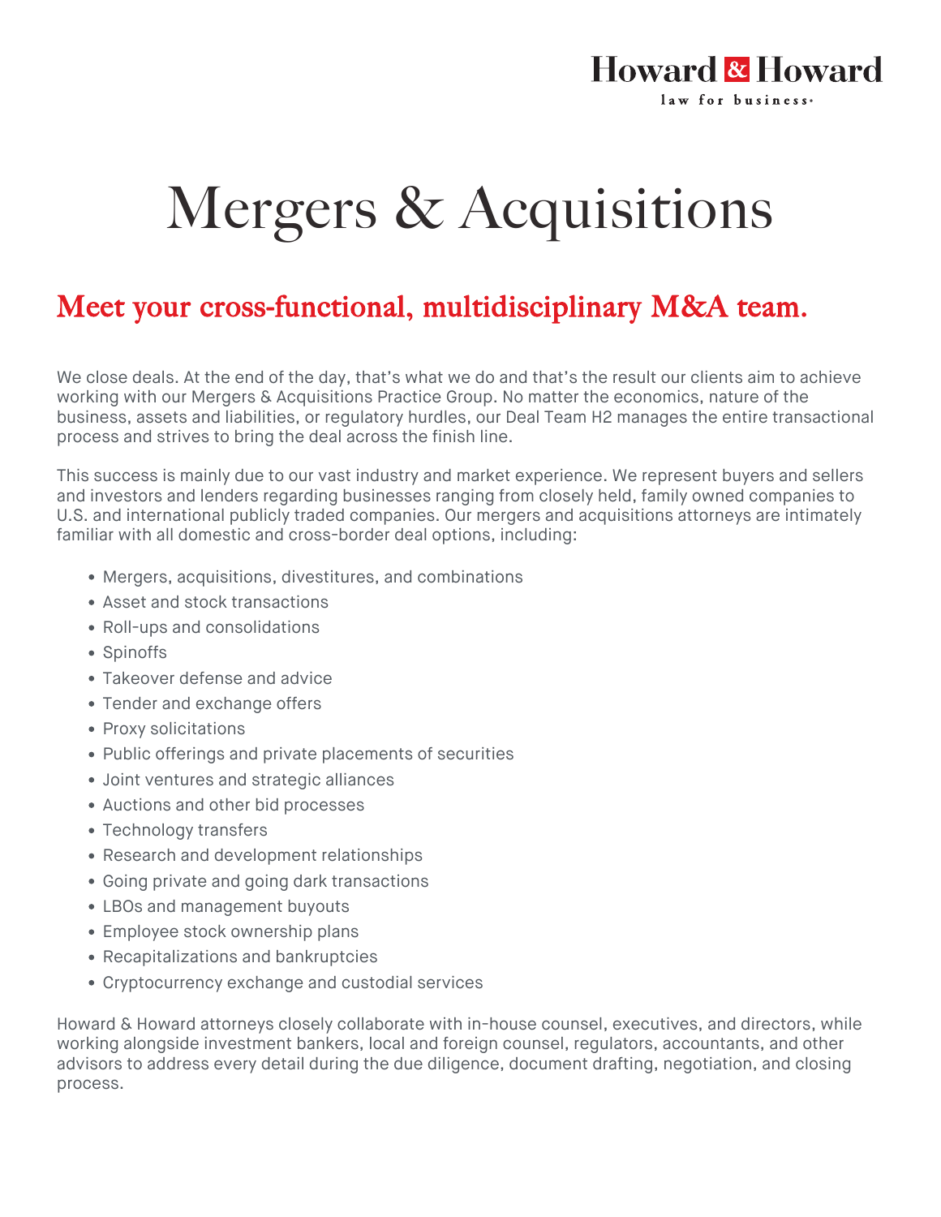Howard & Howard
law for business.

# Mergers & Acquisitions

## Meet your cross-functional, multidisciplinary M&A team.

We close deals. At the end of the day, that's what we do and that's the result our clients aim to achieve working with our Mergers & Acquisitions Practice Group. No matter the economics, nature of the business, assets and liabilities, or regulatory hurdles, our Deal Team H2 manages the entire transactional process and strives to bring the deal across the finish line.

This success is mainly due to our vast industry and market experience. We represent buyers and sellers and investors and lenders regarding businesses ranging from closely held, family owned companies to U.S. and international publicly traded companies. Our mergers and acquisitions attorneys are intimately familiar with all domestic and cross-border deal options, including:

- Mergers, acquisitions, divestitures, and combinations
- Asset and stock transactions
- Roll-ups and consolidations
- Spinoffs
- Takeover defense and advice
- Tender and exchange offers
- Proxy solicitations
- Public offerings and private placements of securities
- Joint ventures and strategic alliances
- Auctions and other bid processes
- Technology transfers
- Research and development relationships
- Going private and going dark transactions
- LBOs and management buyouts
- Employee stock ownership plans
- Recapitalizations and bankruptcies
- Cryptocurrency exchange and custodial services

Howard & Howard attorneys closely collaborate with in-house counsel, executives, and directors, while working alongside investment bankers, local and foreign counsel, regulators, accountants, and other advisors to address every detail during the due diligence, document drafting, negotiation, and closing process.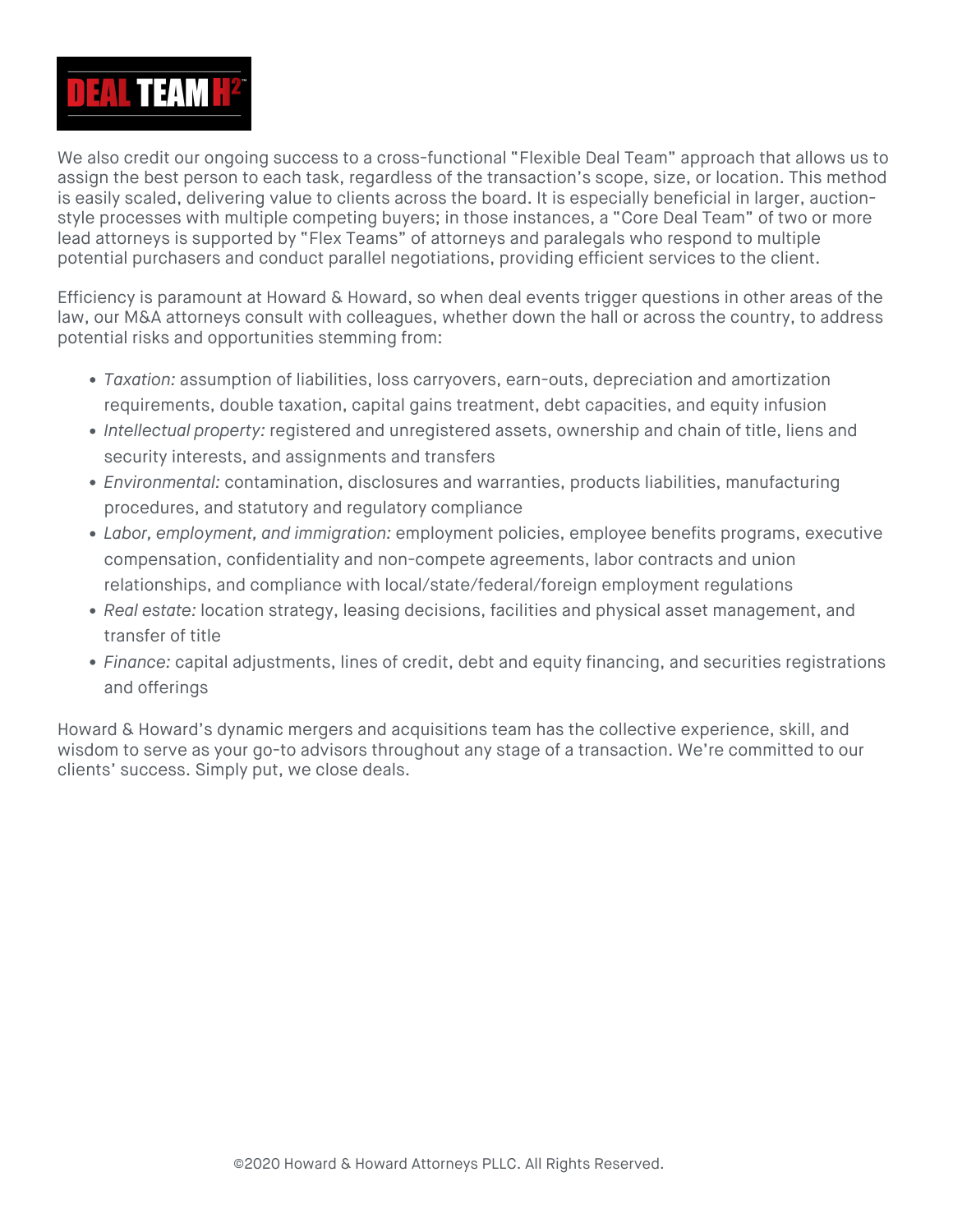We also credit our ongoing success to a cross-functional "Flexible Deal Team" approach that allows us to assign the best person to each task, regardless of the transaction's scope, size, or location. This method is easily scaled, delivering value to clients across the board. It is especially beneficial in larger, auction-style processes with multiple competing buyers; in those instances, a "Core Deal Team" of two or more lead attorneys is supported by "Flex Teams" of attorneys and paralegals who respond to multiple potential purchasers and conduct parallel negotiations, providing efficient services to the client.

Efficiency is paramount at Howard & Howard, so when deal events trigger questions in other areas of the law, our M&A attorneys consult with colleagues, whether down the hall or across the country, to address potential risks and opportunities stemming from:

- *Taxation:* assumption of liabilities, loss carryovers, earn-outs, depreciation and amortization requirements, double taxation, capital gains treatment, debt capacities, and equity infusion
- *Intellectual property:* registered and unregistered assets, ownership and chain of title, liens and security interests, and assignments and transfers
- *Environmental:* contamination, disclosures and warranties, products liabilities, manufacturing procedures, and statutory and regulatory compliance
- *Labor, employment, and immigration:* employment policies, employee benefits programs, executive compensation, confidentiality and non-compete agreements, labor contracts and union relationships, and compliance with local/state/federal/foreign employment regulations
- *Real estate:* location strategy, leasing decisions, facilities and physical asset management, and transfer of title
- *Finance:* capital adjustments, lines of credit, debt and equity financing, and securities registrations and offerings

Howard & Howard's dynamic mergers and acquisitions team has the collective experience, skill, and wisdom to serve as your go-to advisors throughout any stage of a transaction. We're committed to our clients' success. Simply put, we close deals.